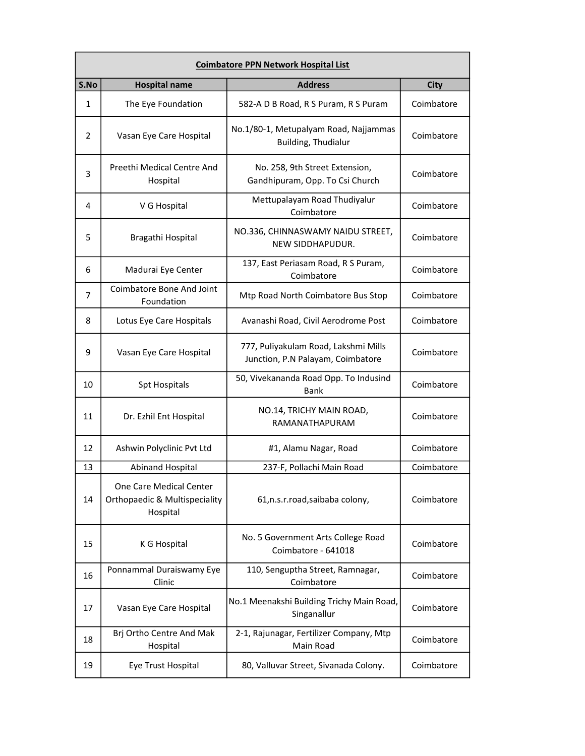| Coimbatore PPN Network Hospital List | | | |
|---|---|---|---|
| S.No | Hospital name | Address | City |
| 1 | The Eye Foundation | 582-A D B Road, R S Puram, R S Puram | Coimbatore |
| 2 | Vasan Eye Care Hospital | No.1/80-1, Metupalyam Road, Najjammas Building, Thudialur | Coimbatore |
| 3 | Preethi Medical Centre And Hospital | No. 258, 9th Street Extension, Gandhipuram, Opp. To Csi Church | Coimbatore |
| 4 | V G Hospital | Mettupalayam Road Thudiyalur Coimbatore | Coimbatore |
| 5 | Bragathi Hospital | NO.336, CHINNASWAMY NAIDU STREET, NEW SIDDHAPUDUR. | Coimbatore |
| 6 | Madurai Eye Center | 137, East Periasam Road, R S Puram, Coimbatore | Coimbatore |
| 7 | Coimbatore Bone And Joint Foundation | Mtp Road North Coimbatore Bus Stop | Coimbatore |
| 8 | Lotus Eye Care Hospitals | Avanashi Road, Civil Aerodrome Post | Coimbatore |
| 9 | Vasan Eye Care Hospital | 777, Puliyakulam Road, Lakshmi Mills Junction, P.N Palayam, Coimbatore | Coimbatore |
| 10 | Spt Hospitals | 50, Vivekananda Road Opp. To Indusind Bank | Coimbatore |
| 11 | Dr. Ezhil Ent Hospital | NO.14, TRICHY MAIN ROAD, RAMANATHAPURAM | Coimbatore |
| 12 | Ashwin Polyclinic Pvt Ltd | #1, Alamu Nagar, Road | Coimbatore |
| 13 | Abinand Hospital | 237-F, Pollachi Main Road | Coimbatore |
| 14 | One Care Medical Center Orthopaedic & Multispeciality Hospital | 61,n.s.r.road,saibaba colony, | Coimbatore |
| 15 | K G Hospital | No. 5 Government Arts College Road Coimbatore - 641018 | Coimbatore |
| 16 | Ponnammal Duraiswamy Eye Clinic | 110, Senguptha Street, Ramnagar, Coimbatore | Coimbatore |
| 17 | Vasan Eye Care Hospital | No.1 Meenakshi Building Trichy Main Road, Singanallur | Coimbatore |
| 18 | Brj Ortho Centre And Mak Hospital | 2-1, Rajunagar, Fertilizer Company, Mtp Main Road | Coimbatore |
| 19 | Eye Trust Hospital | 80, Valluvar Street, Sivanada Colony. | Coimbatore |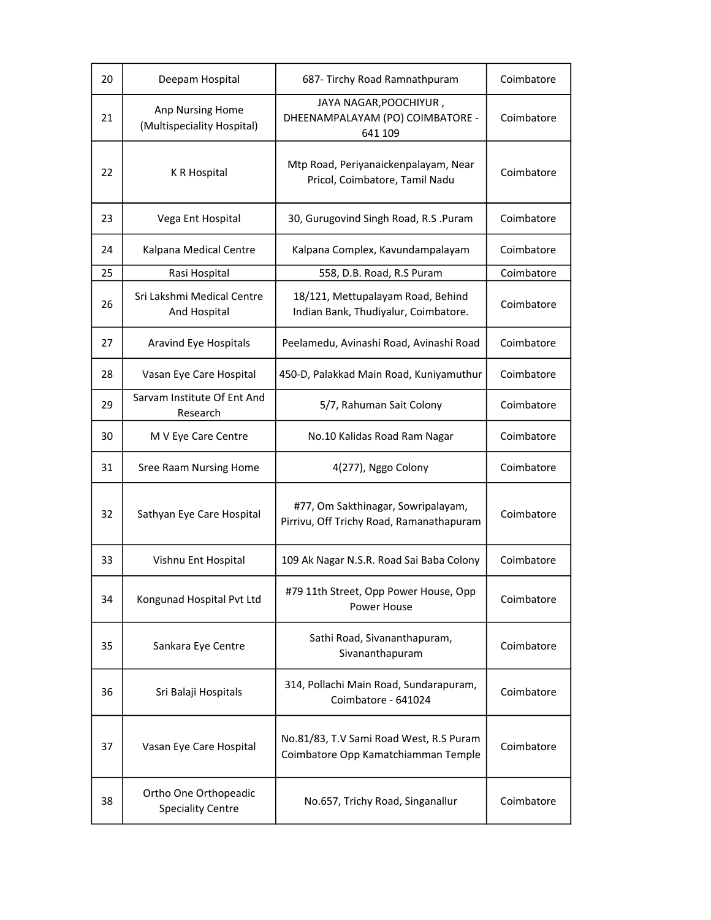| 20 | Deepam Hospital | 687- Tirchy Road Ramnathpuram | Coimbatore |
|---|---|---|---|
| 21 | Anp Nursing Home (Multispeciality Hospital) | JAYA NAGAR,POOCHIYUR , DHEENAMPALAYAM (PO) COIMBATORE - 641 109 | Coimbatore |
| 22 | K R Hospital | Mtp Road, Periyanaickenpalayam, Near Pricol, Coimbatore, Tamil Nadu | Coimbatore |
| 23 | Vega Ent Hospital | 30, Gurugovind Singh Road, R.S .Puram | Coimbatore |
| 24 | Kalpana Medical Centre | Kalpana Complex, Kavundampalayam | Coimbatore |
| 25 | Rasi Hospital | 558, D.B. Road, R.S Puram | Coimbatore |
| 26 | Sri Lakshmi Medical Centre And Hospital | 18/121, Mettupalayam Road, Behind Indian Bank, Thudiyalur, Coimbatore. | Coimbatore |
| 27 | Aravind Eye Hospitals | Peelamedu, Avinashi Road, Avinashi Road | Coimbatore |
| 28 | Vasan Eye Care Hospital | 450-D, Palakkad Main Road, Kuniyamuthur | Coimbatore |
| 29 | Sarvam Institute Of Ent And Research | 5/7, Rahuman Sait Colony | Coimbatore |
| 30 | M V Eye Care Centre | No.10 Kalidas Road Ram Nagar | Coimbatore |
| 31 | Sree Raam Nursing Home | 4(277), Nggo Colony | Coimbatore |
| 32 | Sathyan Eye Care Hospital | #77, Om Sakthinagar, Sowripalayam, Pirrivu, Off Trichy Road, Ramanathapuram | Coimbatore |
| 33 | Vishnu Ent Hospital | 109 Ak Nagar N.S.R. Road Sai Baba Colony | Coimbatore |
| 34 | Kongunad Hospital Pvt Ltd | #79 11th Street, Opp Power House, Opp Power House | Coimbatore |
| 35 | Sankara Eye Centre | Sathi Road, Sivananthapuram, Sivananthapuram | Coimbatore |
| 36 | Sri Balaji Hospitals | 314, Pollachi Main Road, Sundarapuram, Coimbatore - 641024 | Coimbatore |
| 37 | Vasan Eye Care Hospital | No.81/83, T.V Sami Road West, R.S Puram Coimbatore Opp Kamatchiamman Temple | Coimbatore |
| 38 | Ortho One Orthopeadic Speciality Centre | No.657, Trichy Road, Singanallur | Coimbatore |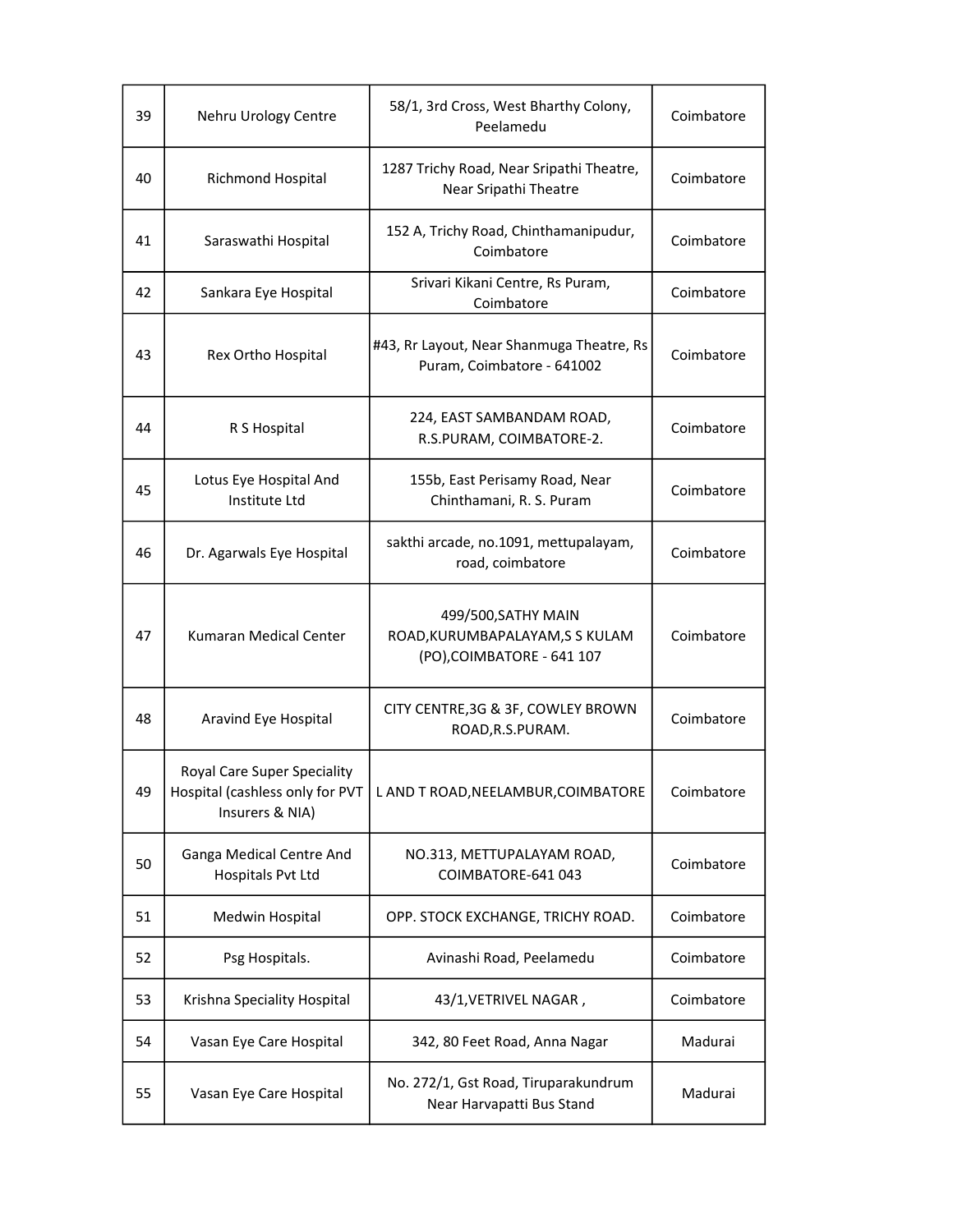| | | | |
|---|---|---|---|
| 39 | Nehru Urology Centre | 58/1, 3rd Cross, West Bharthy Colony, Peelamedu | Coimbatore |
| 40 | Richmond Hospital | 1287 Trichy Road, Near Sripathi Theatre, Near Sripathi Theatre | Coimbatore |
| 41 | Saraswathi Hospital | 152 A, Trichy Road, Chinthamanipudur, Coimbatore | Coimbatore |
| 42 | Sankara Eye Hospital | Srivari Kikani Centre, Rs Puram, Coimbatore | Coimbatore |
| 43 | Rex Ortho Hospital | #43, Rr Layout, Near Shanmuga Theatre, Rs Puram, Coimbatore - 641002 | Coimbatore |
| 44 | R S Hospital | 224, EAST SAMBANDAM ROAD, R.S.PURAM, COIMBATORE-2. | Coimbatore |
| 45 | Lotus Eye Hospital And Institute Ltd | 155b, East Perisamy Road, Near Chinthamani, R. S. Puram | Coimbatore |
| 46 | Dr. Agarwals Eye Hospital | sakthi arcade, no.1091, mettupalayam, road, coimbatore | Coimbatore |
| 47 | Kumaran Medical Center | 499/500,SATHY MAIN ROAD,KURUMBAPALAYAM,S S KULAM (PO),COIMBATORE - 641 107 | Coimbatore |
| 48 | Aravind Eye Hospital | CITY CENTRE,3G & 3F, COWLEY BROWN ROAD,R.S.PURAM. | Coimbatore |
| 49 | Royal Care Super Speciality Hospital (cashless only for PVT Insurers & NIA) | L AND T ROAD,NEELAMBUR,COIMBATORE | Coimbatore |
| 50 | Ganga Medical Centre And Hospitals Pvt Ltd | NO.313, METTUPALAYAM ROAD, COIMBATORE-641 043 | Coimbatore |
| 51 | Medwin Hospital | OPP. STOCK EXCHANGE, TRICHY ROAD. | Coimbatore |
| 52 | Psg Hospitals. | Avinashi Road, Peelamedu | Coimbatore |
| 53 | Krishna Speciality Hospital | 43/1,VETRIVEL NAGAR , | Coimbatore |
| 54 | Vasan Eye Care Hospital | 342, 80 Feet Road, Anna Nagar | Madurai |
| 55 | Vasan Eye Care Hospital | No. 272/1, Gst Road, Tiruparakundrum Near Harvapatti Bus Stand | Madurai |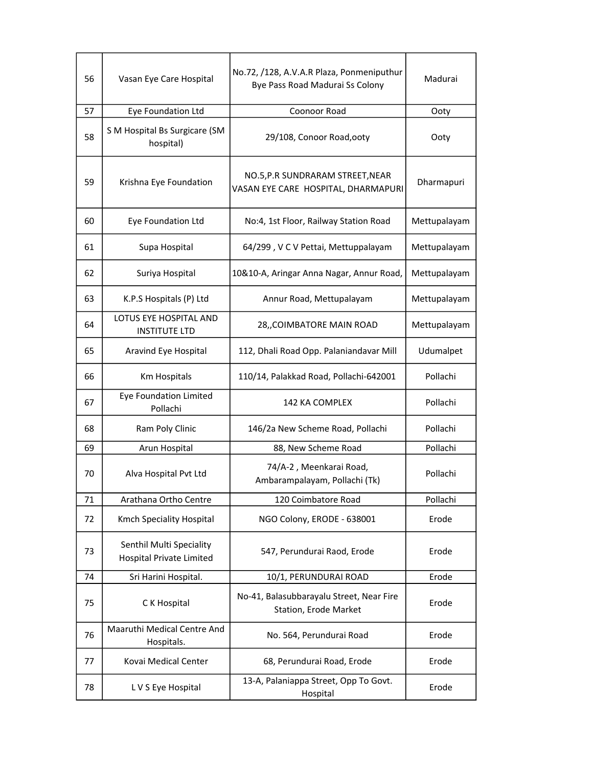| 56 | Vasan Eye Care Hospital | No.72, /128, A.V.A.R Plaza, Ponmeniputhur Bye Pass Road Madurai Ss Colony | Madurai |
|---|---|---|---|
| 57 | Eye Foundation Ltd | Coonoor Road | Ooty |
| 58 | S M Hospital Bs Surgicare (SM hospital) | 29/108, Conoor Road,ooty | Ooty |
| 59 | Krishna Eye Foundation | NO.5,P.R SUNDRARAM STREET,NEAR VASAN EYE CARE HOSPITAL, DHARMAPURI | Dharmapuri |
| 60 | Eye Foundation Ltd | No:4, 1st Floor, Railway Station Road | Mettupalayam |
| 61 | Supa Hospital | 64/299 , V C V Pettai, Mettuppalayam | Mettupalayam |
| 62 | Suriya Hospital | 10&10-A, Aringar Anna Nagar, Annur Road, | Mettupalayam |
| 63 | K.P.S Hospitals (P) Ltd | Annur Road, Mettupalayam | Mettupalayam |
| 64 | LOTUS EYE HOSPITAL AND INSTITUTE LTD | 28,,COIMBATORE MAIN ROAD | Mettupalayam |
| 65 | Aravind Eye Hospital | 112, Dhali Road Opp. Palaniandavar Mill | Udumalpet |
| 66 | Km Hospitals | 110/14, Palakkad Road, Pollachi-642001 | Pollachi |
| 67 | Eye Foundation Limited Pollachi | 142 KA COMPLEX | Pollachi |
| 68 | Ram Poly Clinic | 146/2a New Scheme Road, Pollachi | Pollachi |
| 69 | Arun Hospital | 88, New Scheme Road | Pollachi |
| 70 | Alva Hospital Pvt Ltd | 74/A-2 , Meenkarai Road, Ambarampalayam, Pollachi (Tk) | Pollachi |
| 71 | Arathana Ortho Centre | 120 Coimbatore Road | Pollachi |
| 72 | Kmch Speciality Hospital | NGO Colony, ERODE - 638001 | Erode |
| 73 | Senthil Multi Speciality Hospital Private Limited | 547, Perundurai Raod, Erode | Erode |
| 74 | Sri Harini Hospital. | 10/1, PERUNDURAI ROAD | Erode |
| 75 | C K Hospital | No-41, Balasubbarayalu Street, Near Fire Station, Erode Market | Erode |
| 76 | Maaruthi Medical Centre And Hospitals. | No. 564, Perundurai Road | Erode |
| 77 | Kovai Medical Center | 68, Perundurai Road, Erode | Erode |
| 78 | L V S Eye Hospital | 13-A, Palaniappa Street, Opp To Govt. Hospital | Erode |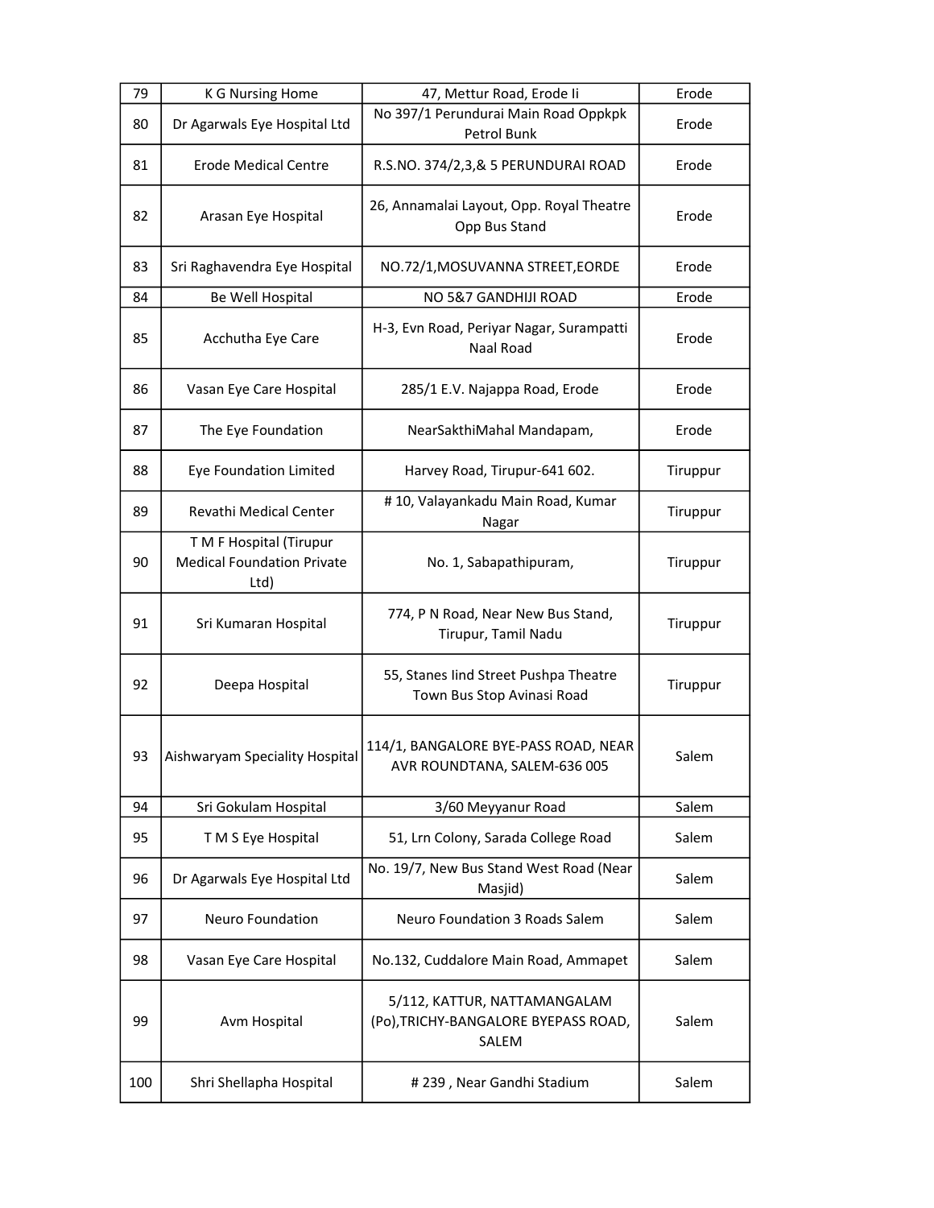| 79 | K G Nursing Home | 47, Mettur Road, Erode Ii | Erode |
|---|---|---|---|
| 80 | Dr Agarwals Eye Hospital Ltd | No 397/1 Perundurai Main Road Oppkpk Petrol Bunk | Erode |
| 81 | Erode Medical Centre | R.S.NO. 374/2,3,& 5 PERUNDURAI ROAD | Erode |
| 82 | Arasan Eye Hospital | 26, Annamalai Layout, Opp. Royal Theatre Opp Bus Stand | Erode |
| 83 | Sri Raghavendra Eye Hospital | NO.72/1,MOSUVANNA STREET,EORDE | Erode |
| 84 | Be Well Hospital | NO 5&7 GANDHIJI ROAD | Erode |
| 85 | Acchutha Eye Care | H-3, Evn Road, Periyar Nagar, Surampatti Naal Road | Erode |
| 86 | Vasan Eye Care Hospital | 285/1 E.V. Najappa Road, Erode | Erode |
| 87 | The Eye Foundation | NearSakthiMahal Mandapam, | Erode |
| 88 | Eye Foundation Limited | Harvey Road, Tirupur-641 602. | Tiruppur |
| 89 | Revathi Medical Center | # 10, Valayankadu Main Road, Kumar Nagar | Tiruppur |
| 90 | T M F Hospital (Tirupur Medical Foundation Private Ltd) | No. 1, Sabapathipuram, | Tiruppur |
| 91 | Sri Kumaran Hospital | 774, P N Road, Near New Bus Stand, Tirupur, Tamil Nadu | Tiruppur |
| 92 | Deepa Hospital | 55, Stanes Iind Street Pushpa Theatre Town Bus Stop Avinasi Road | Tiruppur |
| 93 | Aishwaryam Speciality Hospital | 114/1, BANGALORE BYE-PASS ROAD, NEAR AVR ROUNDTANA, SALEM-636 005 | Salem |
| 94 | Sri Gokulam Hospital | 3/60 Meyyanur Road | Salem |
| 95 | T M S Eye Hospital | 51, Lrn Colony, Sarada College Road | Salem |
| 96 | Dr Agarwals Eye Hospital Ltd | No. 19/7, New Bus Stand West Road (Near Masjid) | Salem |
| 97 | Neuro Foundation | Neuro Foundation 3 Roads Salem | Salem |
| 98 | Vasan Eye Care Hospital | No.132, Cuddalore Main Road, Ammapet | Salem |
| 99 | Avm Hospital | 5/112, KATTUR, NATTAMANGALAM (Po),TRICHY-BANGALORE BYEPASS ROAD, SALEM | Salem |
| 100 | Shri Shellapha Hospital | # 239 , Near Gandhi Stadium | Salem |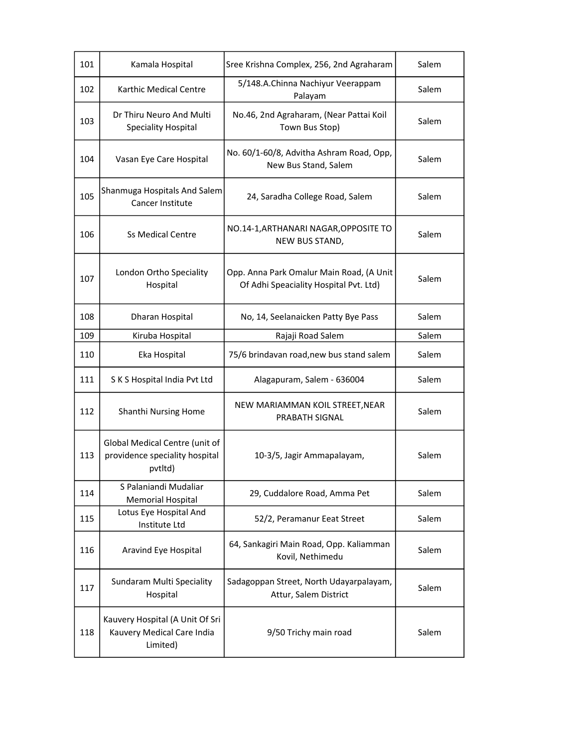| 101 | Kamala Hospital | Sree Krishna Complex, 256, 2nd Agraharam | Salem |
|---|---|---|---|
| 102 | Karthic Medical Centre | 5/148.A.Chinna Nachiyur Veerappam Palayam | Salem |
| 103 | Dr Thiru Neuro And Multi Speciality Hospital | No.46, 2nd Agraharam, (Near Pattai Koil Town Bus Stop) | Salem |
| 104 | Vasan Eye Care Hospital | No. 60/1-60/8, Advitha Ashram Road, Opp, New Bus Stand, Salem | Salem |
| 105 | Shanmuga Hospitals And Salem Cancer Institute | 24, Saradha College Road, Salem | Salem |
| 106 | Ss Medical Centre | NO.14-1,ARTHANARI NAGAR,OPPOSITE TO NEW BUS STAND, | Salem |
| 107 | London Ortho Speciality Hospital | Opp. Anna Park Omalur Main Road, (A Unit Of Adhi Speaciality Hospital Pvt. Ltd) | Salem |
| 108 | Dharan Hospital | No, 14, Seelanaicken Patty Bye Pass | Salem |
| 109 | Kiruba Hospital | Rajaji Road Salem | Salem |
| 110 | Eka Hospital | 75/6 brindavan road,new bus stand salem | Salem |
| 111 | S K S Hospital India Pvt Ltd | Alagapuram, Salem - 636004 | Salem |
| 112 | Shanthi Nursing Home | NEW MARIAMMAN KOIL STREET,NEAR PRABATH SIGNAL | Salem |
| 113 | Global Medical Centre (unit of providence speciality hospital pvtltd) | 10-3/5, Jagir Ammapalayam, | Salem |
| 114 | S Palaniandi Mudaliar Memorial Hospital | 29, Cuddalore Road, Amma Pet | Salem |
| 115 | Lotus Eye Hospital And Institute Ltd | 52/2, Peramanur Eeat Street | Salem |
| 116 | Aravind Eye Hospital | 64, Sankagiri Main Road, Opp. Kaliamman Kovil, Nethimedu | Salem |
| 117 | Sundaram Multi Speciality Hospital | Sadagoppan Street, North Udayarpalayam, Attur, Salem District | Salem |
| 118 | Kauvery Hospital (A Unit Of Sri Kauvery Medical Care India Limited) | 9/50 Trichy main road | Salem |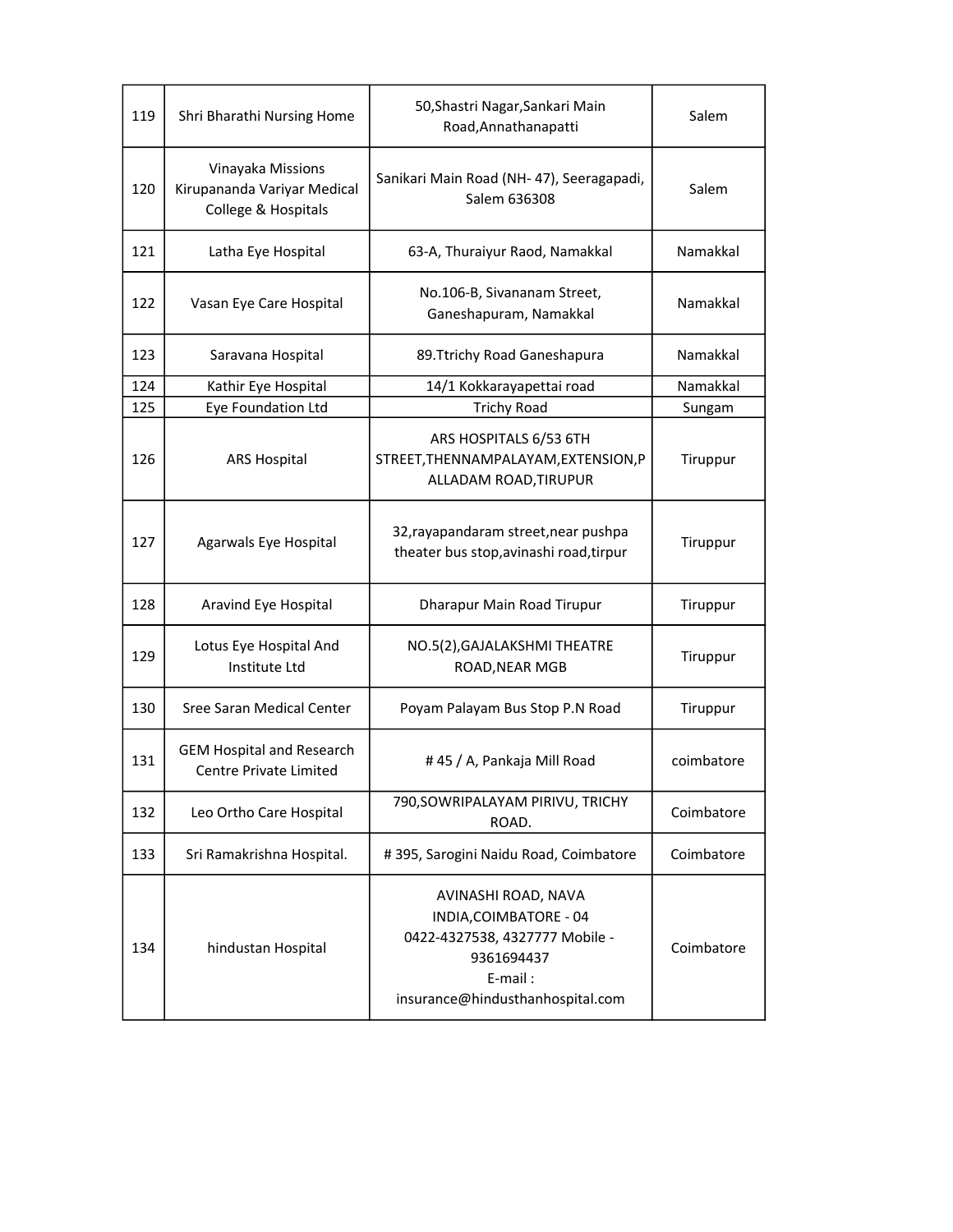| | | | |
|---|---|---|---|
| 119 | Shri Bharathi Nursing Home | 50,Shastri Nagar,Sankari Main Road,Annathanapatti | Salem |
| 120 | Vinayaka Missions Kirupananda Variyar Medical College & Hospitals | Sanikari Main Road (NH- 47), Seeragapadi, Salem 636308 | Salem |
| 121 | Latha Eye Hospital | 63-A, Thuraiyur Raod, Namakkal | Namakkal |
| 122 | Vasan Eye Care Hospital | No.106-B, Sivananam Street, Ganeshapuram, Namakkal | Namakkal |
| 123 | Saravana Hospital | 89.Ttrichy Road Ganeshapura | Namakkal |
| 124 | Kathir Eye Hospital | 14/1 Kokkarayapettai road | Namakkal |
| 125 | Eye Foundation Ltd | Trichy Road | Sungam |
| 126 | ARS Hospital | ARS HOSPITALS 6/53 6TH STREET,THENNAMPALAYAM,EXTENSION,PALLADAM ROAD,TIRUPUR | Tiruppur |
| 127 | Agarwals Eye Hospital | 32,rayapandaram street,near pushpa theater bus stop,avinashi road,tirpur | Tiruppur |
| 128 | Aravind Eye Hospital | Dharapur Main Road Tirupur | Tiruppur |
| 129 | Lotus Eye Hospital And Institute Ltd | NO.5(2),GAJALAKSHMI THEATRE ROAD,NEAR MGB | Tiruppur |
| 130 | Sree Saran Medical Center | Poyam Palayam Bus Stop P.N Road | Tiruppur |
| 131 | GEM Hospital and Research Centre Private Limited | # 45 / A, Pankaja Mill Road | coimbatore |
| 132 | Leo Ortho Care Hospital | 790,SOWRIPALAYAM PIRIVU, TRICHY ROAD. | Coimbatore |
| 133 | Sri Ramakrishna Hospital. | # 395, Sarogini Naidu Road, Coimbatore | Coimbatore |
| 134 | hindustan Hospital | AVINASHI ROAD, NAVA INDIA,COIMBATORE - 04 0422-4327538, 4327777 Mobile - 9361694437 E-mail : insurance@hindusthanhospital.com | Coimbatore |